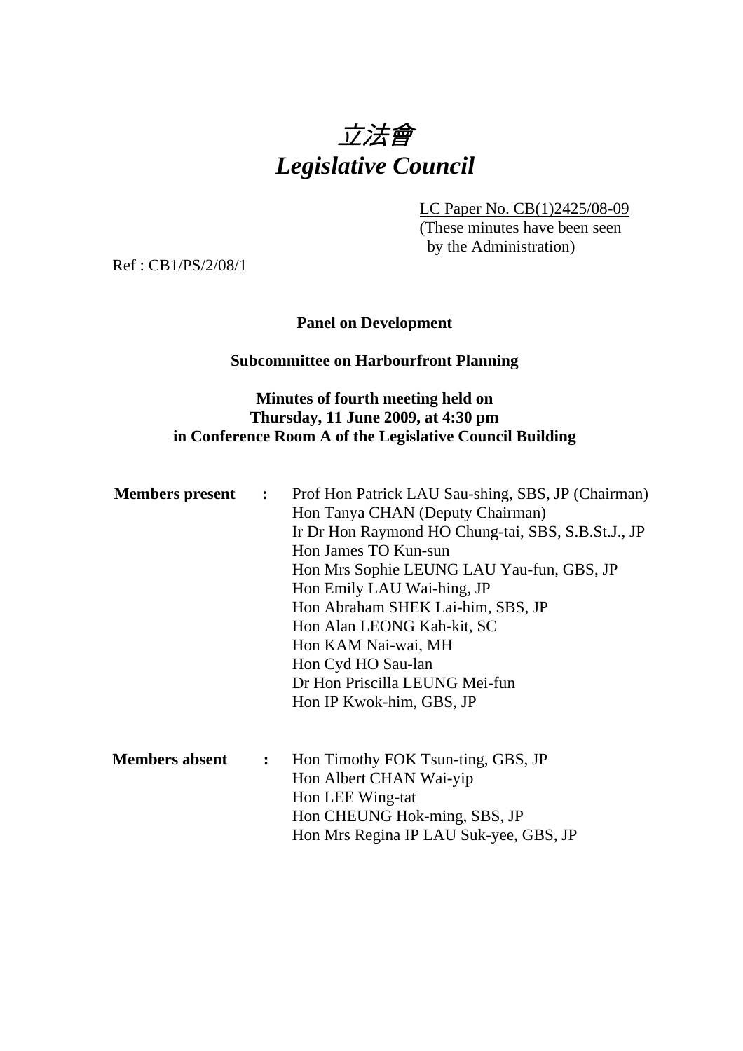# 立法會
# *Legislative Council*

LC Paper No. CB(1)2425/08-09
(These minutes have been seen by the Administration)

Ref : CB1/PS/2/08/1

**Panel on Development**

**Subcommittee on Harbourfront Planning**

**Minutes of fourth meeting held on Thursday, 11 June 2009, at 4:30 pm in Conference Room A of the Legislative Council Building**

**Members present :**

Prof Hon Patrick LAU Sau-shing, SBS, JP (Chairman)
Hon Tanya CHAN (Deputy Chairman)
Ir Dr Hon Raymond HO Chung-tai, SBS, S.B.St.J., JP
Hon James TO Kun-sun
Hon Mrs Sophie LEUNG LAU Yau-fun, GBS, JP
Hon Emily LAU Wai-hing, JP
Hon Abraham SHEK Lai-him, SBS, JP
Hon Alan LEONG Kah-kit, SC
Hon KAM Nai-wai, MH
Hon Cyd HO Sau-lan
Dr Hon Priscilla LEUNG Mei-fun
Hon IP Kwok-him, GBS, JP

**Members absent :**

Hon Timothy FOK Tsun-ting, GBS, JP
Hon Albert CHAN Wai-yip
Hon LEE Wing-tat
Hon CHEUNG Hok-ming, SBS, JP
Hon Mrs Regina IP LAU Suk-yee, GBS, JP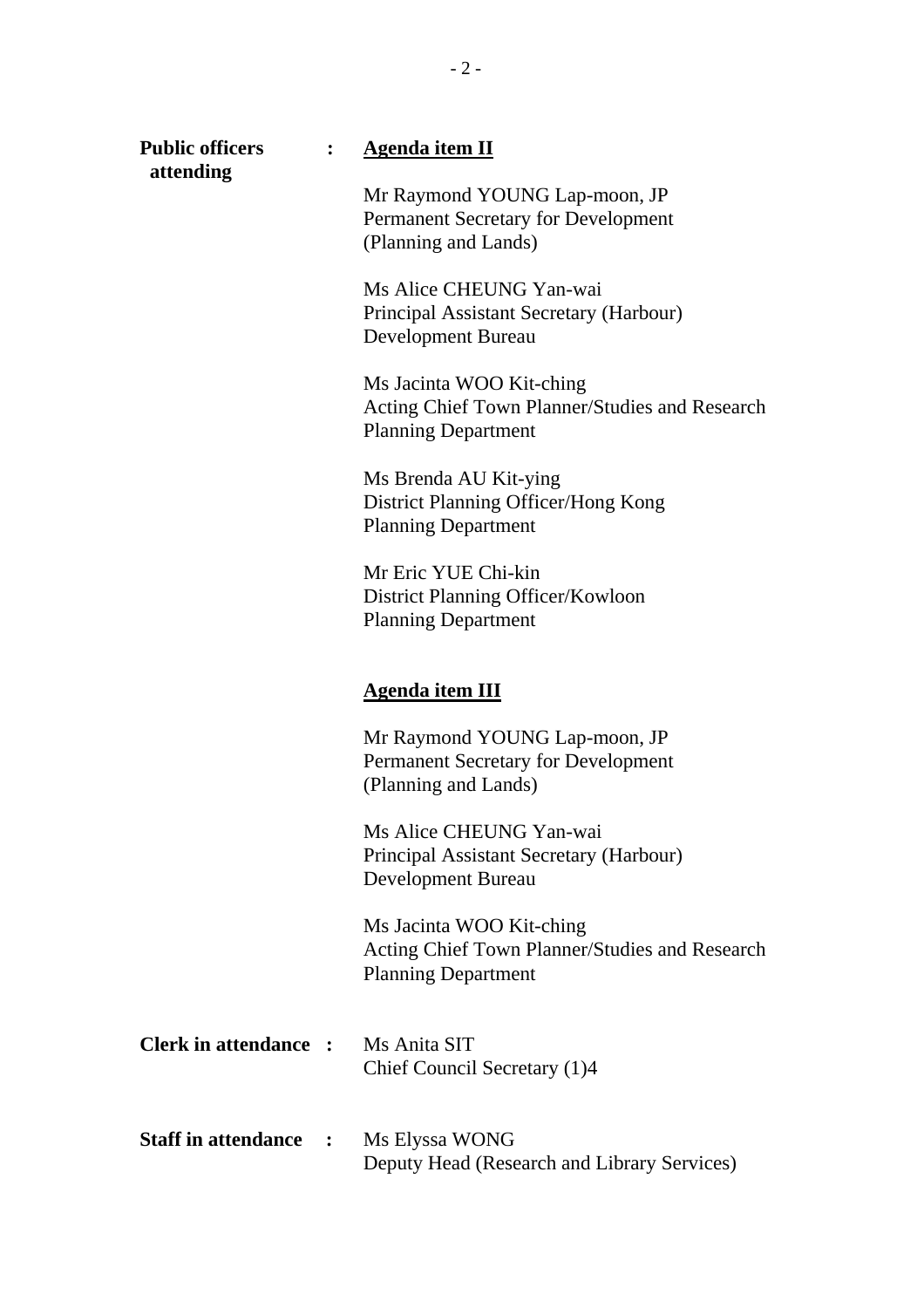**Public officers attending** : **<u>Agenda item II</u>**

Mr Raymond YOUNG Lap-moon, JP
Permanent Secretary for Development
(Planning and Lands)

Ms Alice CHEUNG Yan-wai
Principal Assistant Secretary (Harbour)
Development Bureau

Ms Jacinta WOO Kit-ching
Acting Chief Town Planner/Studies and Research
Planning Department

Ms Brenda AU Kit-ying
District Planning Officer/Hong Kong
Planning Department

Mr Eric YUE Chi-kin
District Planning Officer/Kowloon
Planning Department

**<u>Agenda item III</u>**

Mr Raymond YOUNG Lap-moon, JP
Permanent Secretary for Development
(Planning and Lands)

Ms Alice CHEUNG Yan-wai
Principal Assistant Secretary (Harbour)
Development Bureau

Ms Jacinta WOO Kit-ching
Acting Chief Town Planner/Studies and Research
Planning Department

**Clerk in attendance** : Ms Anita SIT
Chief Council Secretary (1)4

**Staff in attendance** : Ms Elyssa WONG
Deputy Head (Research and Library Services)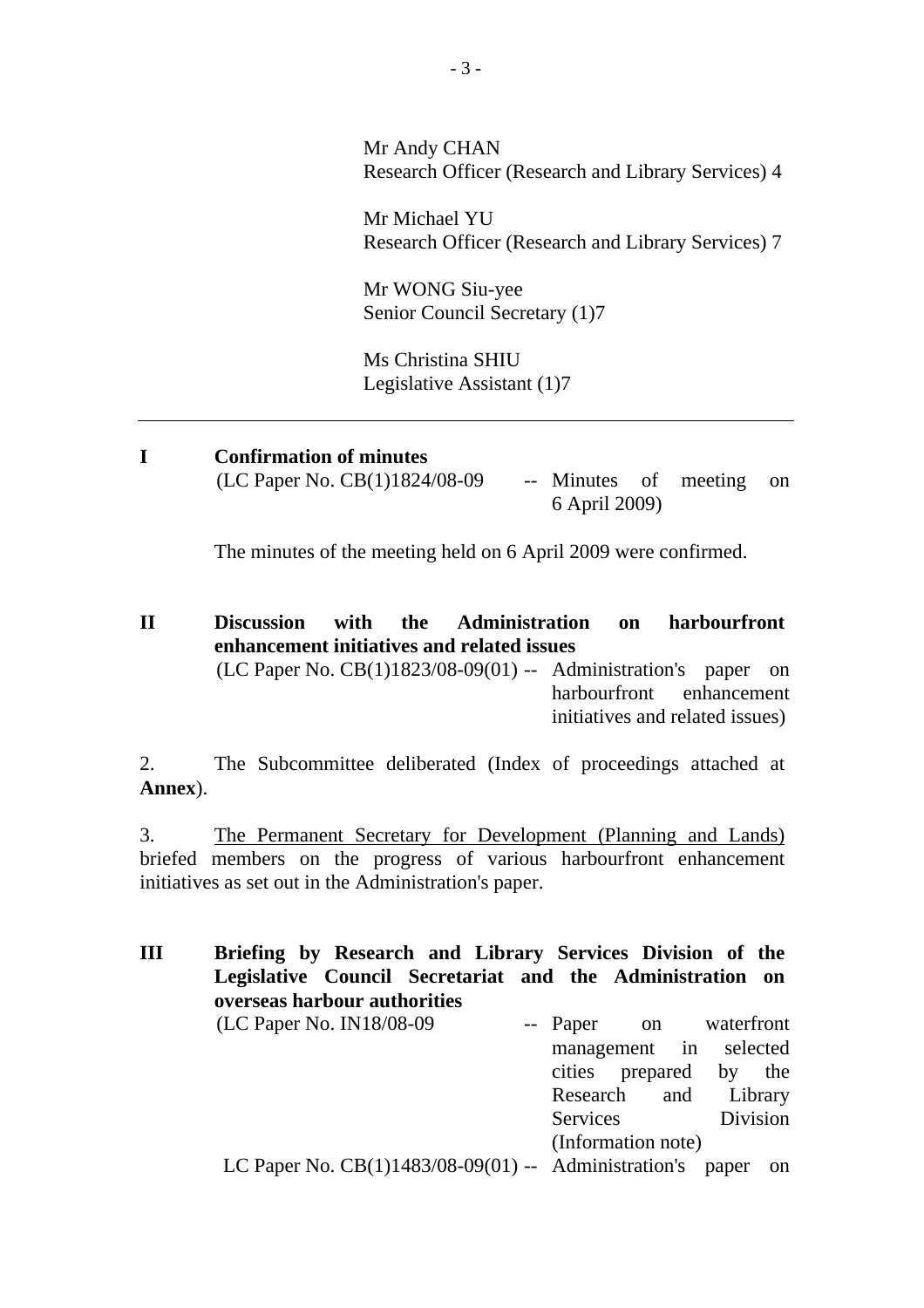Mr Andy CHAN
Research Officer (Research and Library Services) 4

Mr Michael YU
Research Officer (Research and Library Services) 7

Mr WONG Siu-yee
Senior Council Secretary (1)7

Ms Christina SHIU
Legislative Assistant (1)7

---

**I Confirmation of minutes**

(LC Paper No. CB(1)1824/08-09 -- Minutes of meeting on 6 April 2009)

The minutes of the meeting held on 6 April 2009 were confirmed.

**II Discussion with the Administration on harbourfront enhancement initiatives and related issues**

(LC Paper No. CB(1)1823/08-09(01) -- Administration's paper on harbourfront enhancement initiatives and related issues)

2. The Subcommittee deliberated (Index of proceedings attached at **Annex**).

3. The Permanent Secretary for Development (Planning and Lands) briefed members on the progress of various harbourfront enhancement initiatives as set out in the Administration's paper.

**III Briefing by Research and Library Services Division of the Legislative Council Secretariat and the Administration on overseas harbour authorities**

(LC Paper No. IN18/08-09 -- Paper on waterfront management in selected cities prepared by the Research and Library Services Division (Information note)

LC Paper No. CB(1)1483/08-09(01) -- Administration's paper on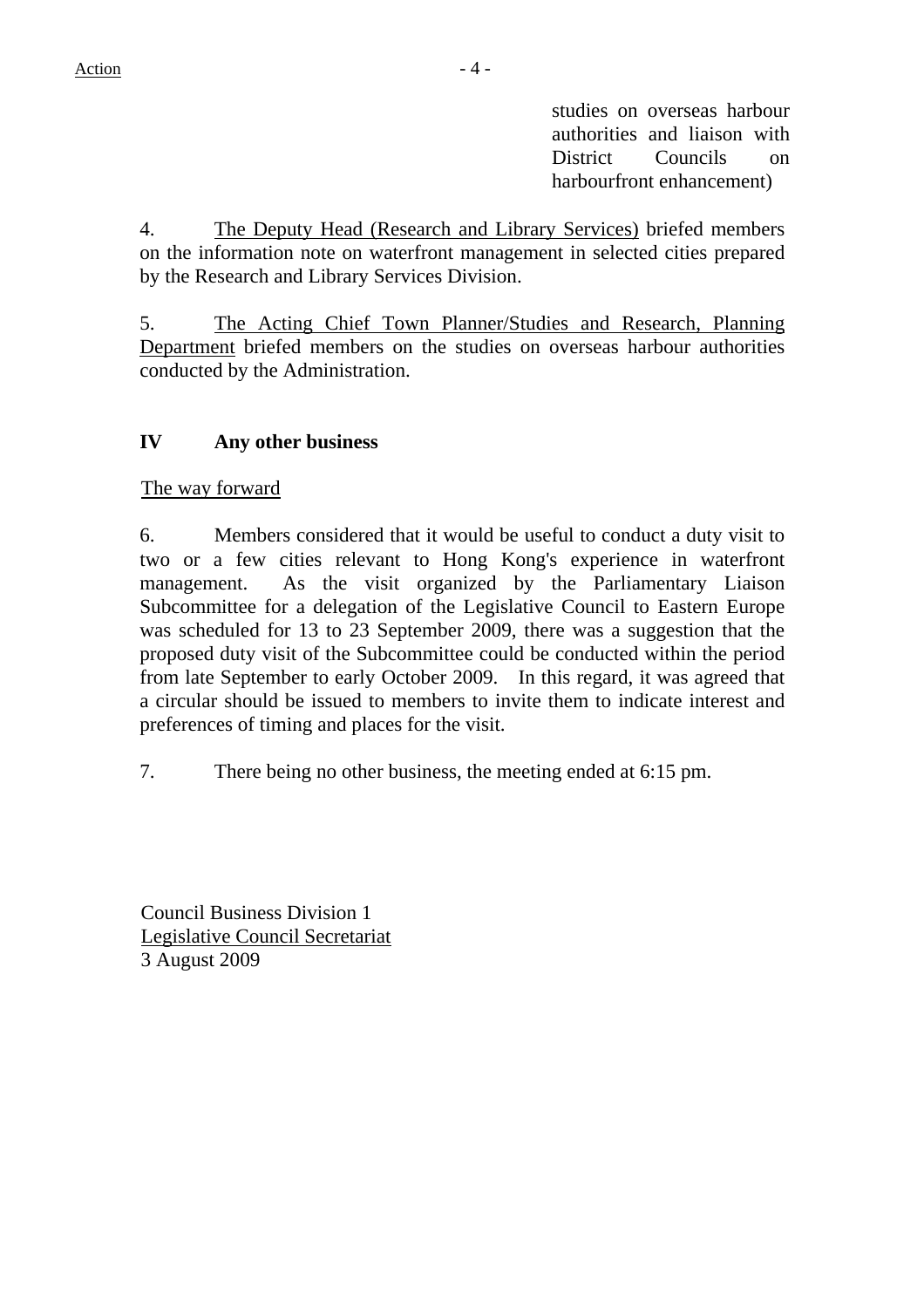studies on overseas harbour authorities and liaison with District Councils on harbourfront enhancement)

4. The Deputy Head (Research and Library Services) briefed members on the information note on waterfront management in selected cities prepared by the Research and Library Services Division.

5. The Acting Chief Town Planner/Studies and Research, Planning Department briefed members on the studies on overseas harbour authorities conducted by the Administration.

## IV Any other business

The way forward

6. Members considered that it would be useful to conduct a duty visit to two or a few cities relevant to Hong Kong's experience in waterfront management. As the visit organized by the Parliamentary Liaison Subcommittee for a delegation of the Legislative Council to Eastern Europe was scheduled for 13 to 23 September 2009, there was a suggestion that the proposed duty visit of the Subcommittee could be conducted within the period from late September to early October 2009. In this regard, it was agreed that a circular should be issued to members to invite them to indicate interest and preferences of timing and places for the visit.

7. There being no other business, the meeting ended at 6:15 pm.

Council Business Division 1
Legislative Council Secretariat
3 August 2009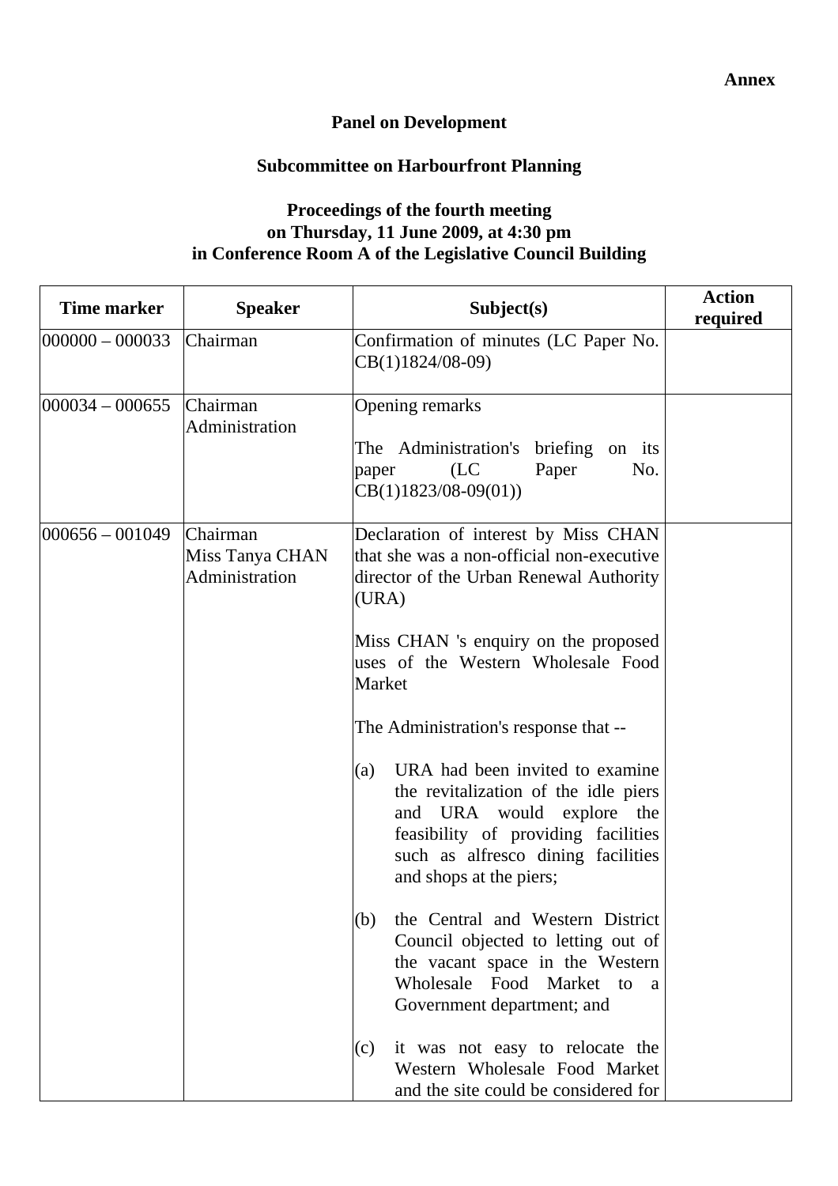**Annex**

# Panel on Development

## Subcommittee on Harbourfront Planning

### Proceedings of the fourth meeting on Thursday, 11 June 2009, at 4:30 pm in Conference Room A of the Legislative Council Building

| Time marker | Speaker | Subject(s) | Action required |
|---|---|---|---|
| 000000 – 000033 | Chairman | Confirmation of minutes (LC Paper No. CB(1)1824/08-09) | |
| 000034 – 000655 | Chairman<br>Administration | Opening remarks<br><br>The Administration's briefing on its paper (LC Paper No. CB(1)1823/08-09(01)) | |
| 000656 – 001049 | Chairman<br>Miss Tanya CHAN<br>Administration | Declaration of interest by Miss CHAN that she was a non-official non-executive director of the Urban Renewal Authority (URA)<br><br>Miss CHAN 's enquiry on the proposed uses of the Western Wholesale Food Market<br><br>The Administration's response that --<br><br>(a) URA had been invited to examine the revitalization of the idle piers and URA would explore the feasibility of providing facilities such as alfresco dining facilities and shops at the piers;<br><br>(b) the Central and Western District Council objected to letting out of the vacant space in the Western Wholesale Food Market to a Government department; and<br><br>(c) it was not easy to relocate the Western Wholesale Food Market and the site could be considered for | |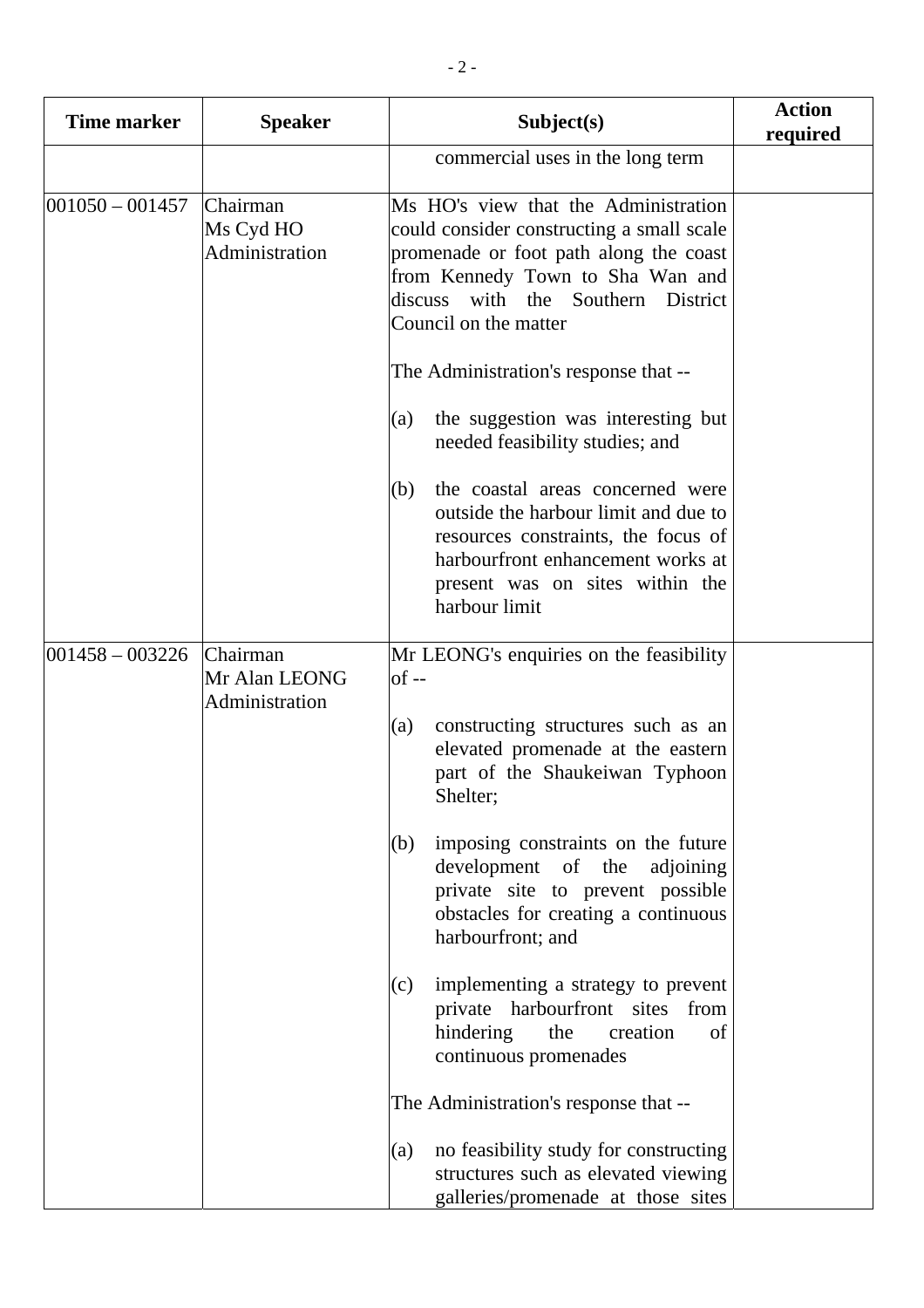| Time marker | Speaker | Subject(s) | Action required |
|---|---|---|---|
| | | commercial uses in the long term | |
| 001050 – 001457 | Chairman<br>Ms Cyd HO<br>Administration | Ms HO's view that the Administration could consider constructing a small scale promenade or foot path along the coast from Kennedy Town to Sha Wan and discuss with the Southern District Council on the matter<br><br>The Administration's response that --<br><br>(a) the suggestion was interesting but needed feasibility studies; and<br><br>(b) the coastal areas concerned were outside the harbour limit and due to resources constraints, the focus of harbourfront enhancement works at present was on sites within the harbour limit | |
| 001458 – 003226 | Chairman<br>Mr Alan LEONG<br>Administration | Mr LEONG's enquiries on the feasibility of --<br><br>(a) constructing structures such as an elevated promenade at the eastern part of the Shaukeiwan Typhoon Shelter;<br><br>(b) imposing constraints on the future development of the adjoining private site to prevent possible obstacles for creating a continuous harbourfront; and<br><br>(c) implementing a strategy to prevent private harbourfront sites from hindering the creation of continuous promenades<br><br>The Administration's response that --<br><br>(a) no feasibility study for constructing structures such as elevated viewing galleries/promenade at those sites | |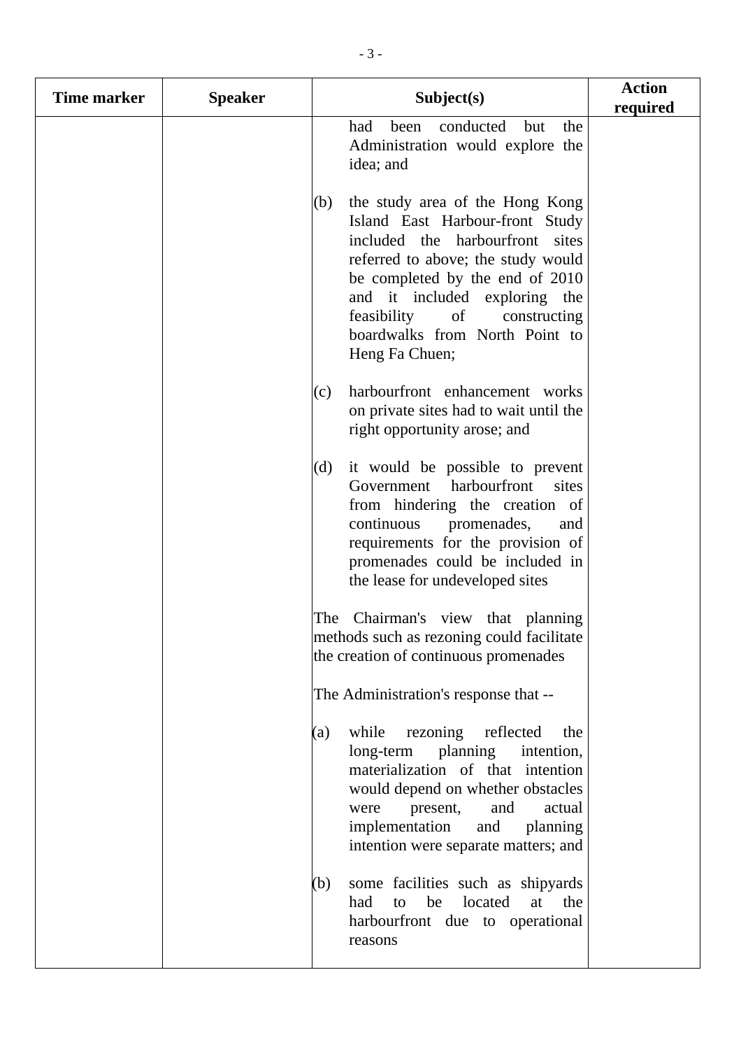| Time marker | Speaker | Subject(s) | Action required |
|---|---|---|---|
| | | had been conducted but the Administration would explore the idea; and<br><br>(b) the study area of the Hong Kong Island East Harbour-front Study included the harbourfront sites referred to above; the study would be completed by the end of 2010 and it included exploring the feasibility of constructing boardwalks from North Point to Heng Fa Chuen;<br><br>(c) harbourfront enhancement works on private sites had to wait until the right opportunity arose; and<br><br>(d) it would be possible to prevent Government harbourfront sites from hindering the creation of continuous promenades, and requirements for the provision of promenades could be included in the lease for undeveloped sites<br><br>The Chairman's view that planning methods such as rezoning could facilitate the creation of continuous promenades<br><br>The Administration's response that --<br><br>(a) while rezoning reflected the long-term planning intention, materialization of that intention would depend on whether obstacles were present, and actual implementation and planning intention were separate matters; and<br><br>(b) some facilities such as shipyards had to be located at the harbourfront due to operational reasons | |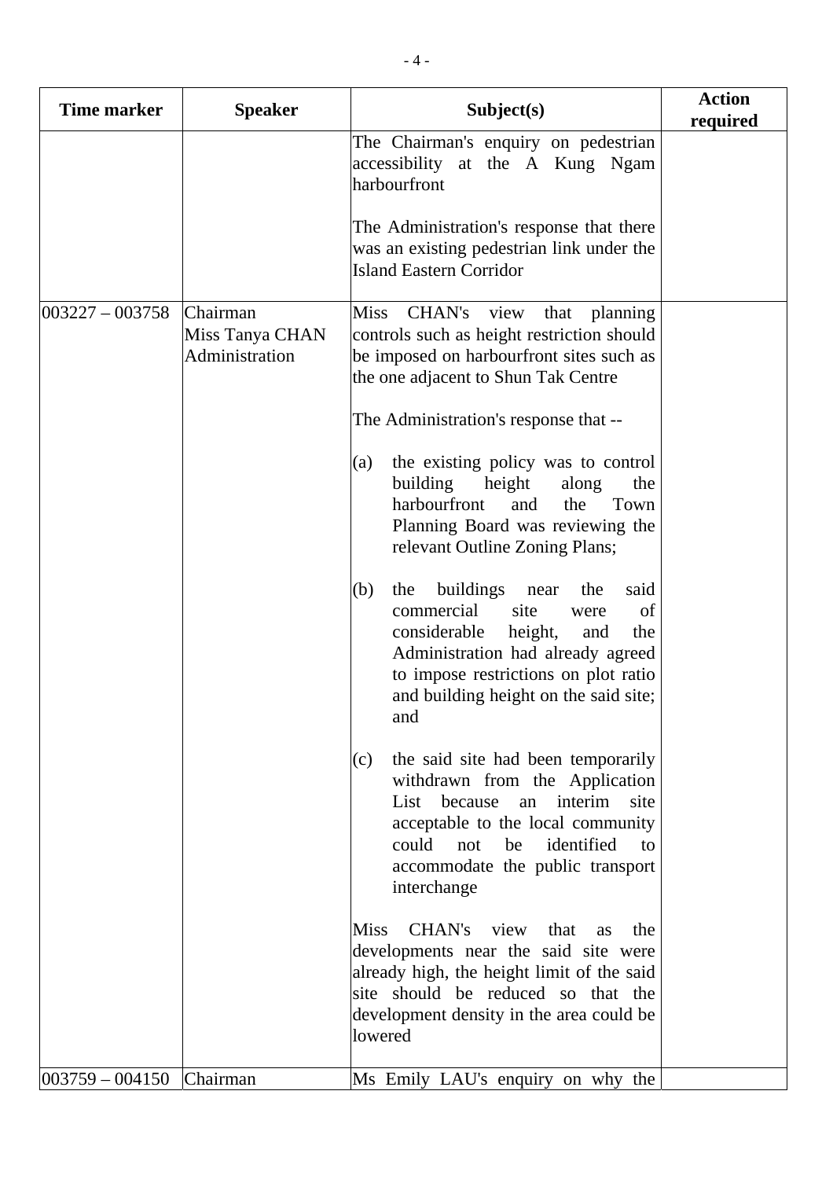| Time marker | Speaker | Subject(s) | Action required |
|---|---|---|---|
| | | The Chairman's enquiry on pedestrian accessibility at the A Kung Ngam harbourfront<br><br>The Administration's response that there was an existing pedestrian link under the Island Eastern Corridor | |
| 003227 – 003758 | Chairman<br>Miss Tanya CHAN<br>Administration | Miss CHAN's view that planning controls such as height restriction should be imposed on harbourfront sites such as the one adjacent to Shun Tak Centre<br><br>The Administration's response that --<br><br>(a) the existing policy was to control building height along the harbourfront and the Town Planning Board was reviewing the relevant Outline Zoning Plans;<br><br>(b) the buildings near the said commercial site were of considerable height, and the Administration had already agreed to impose restrictions on plot ratio and building height on the said site; and<br><br>(c) the said site had been temporarily withdrawn from the Application List because an interim site acceptable to the local community could not be identified to accommodate the public transport interchange<br><br>Miss CHAN's view that as the developments near the said site were already high, the height limit of the said site should be reduced so that the development density in the area could be lowered | |
| 003759 – 004150 | Chairman | Ms Emily LAU's enquiry on why the | |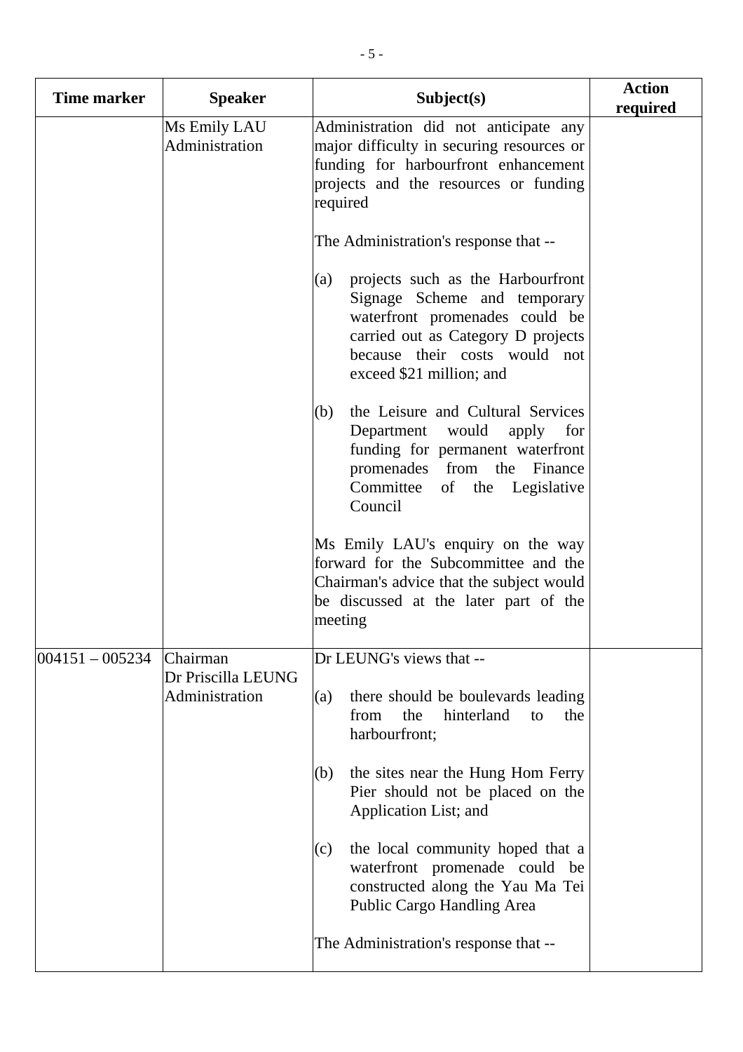| Time marker | Speaker | Subject(s) | Action required |
|---|---|---|---|
| | Ms Emily LAU<br>Administration | Administration did not anticipate any major difficulty in securing resources or funding for harbourfront enhancement projects and the resources or funding required<br><br>The Administration's response that --<br><br>(a) projects such as the Harbourfront Signage Scheme and temporary waterfront promenades could be carried out as Category D projects because their costs would not exceed $21 million; and<br><br>(b) the Leisure and Cultural Services Department would apply for funding for permanent waterfront promenades from the Finance Committee of the Legislative Council<br><br>Ms Emily LAU's enquiry on the way forward for the Subcommittee and the Chairman's advice that the subject would be discussed at the later part of the meeting | |
| 004151 – 005234 | Chairman<br>Dr Priscilla LEUNG<br>Administration | Dr LEUNG's views that --<br><br>(a) there should be boulevards leading from the hinterland to the harbourfront;<br><br>(b) the sites near the Hung Hom Ferry Pier should not be placed on the Application List; and<br><br>(c) the local community hoped that a waterfront promenade could be constructed along the Yau Ma Tei Public Cargo Handling Area<br><br>The Administration's response that -- | |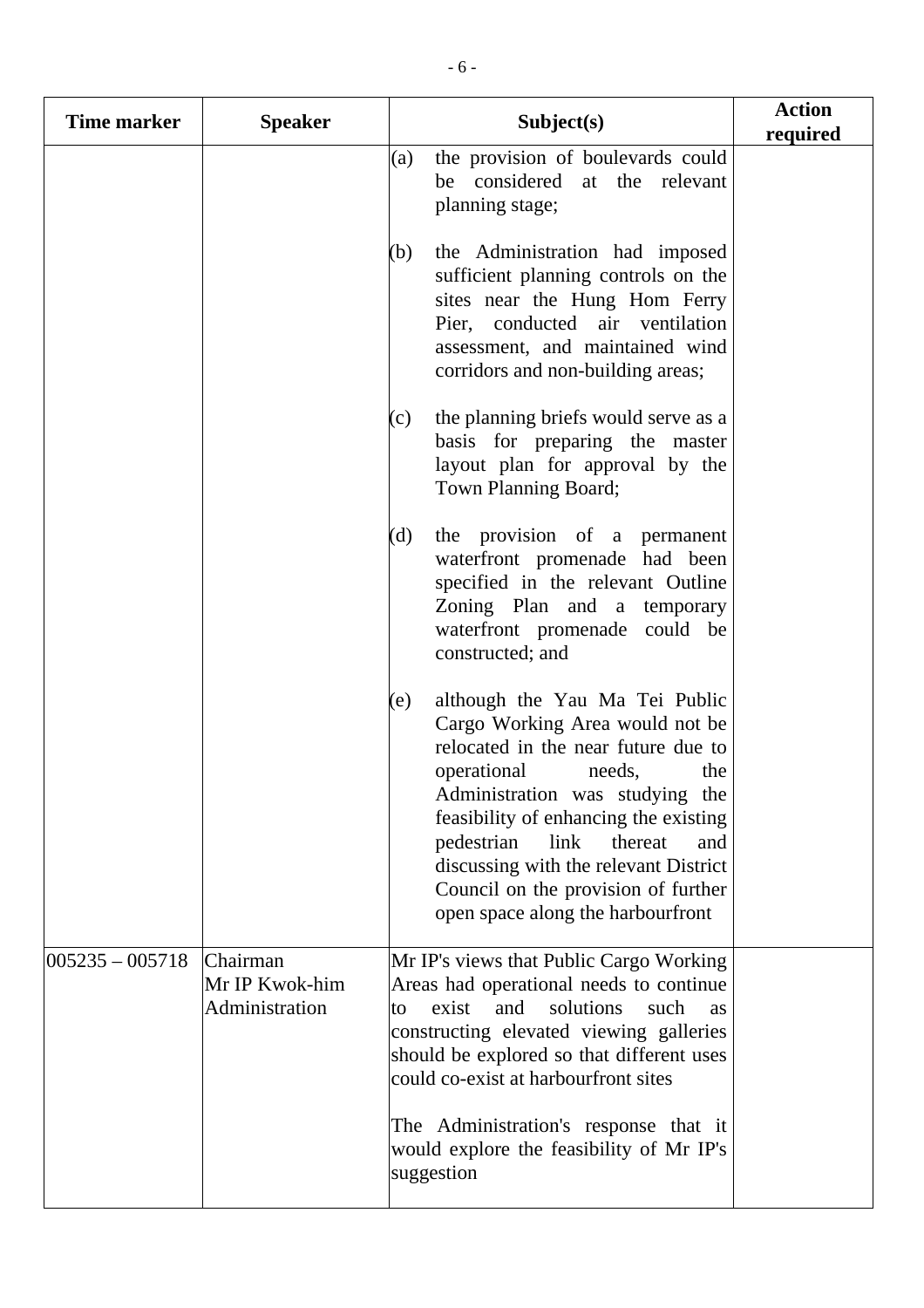| Time marker | Speaker | Subject(s) | Action required |
|---|---|---|---|
| | | (a) the provision of boulevards could be considered at the relevant planning stage;<br><br>(b) the Administration had imposed sufficient planning controls on the sites near the Hung Hom Ferry Pier, conducted air ventilation assessment, and maintained wind corridors and non-building areas;<br><br>(c) the planning briefs would serve as a basis for preparing the master layout plan for approval by the Town Planning Board;<br><br>(d) the provision of a permanent waterfront promenade had been specified in the relevant Outline Zoning Plan and a temporary waterfront promenade could be constructed; and<br><br>(e) although the Yau Ma Tei Public Cargo Working Area would not be relocated in the near future due to operational needs, the Administration was studying the feasibility of enhancing the existing pedestrian link thereat and discussing with the relevant District Council on the provision of further open space along the harbourfront | |
| 005235 – 005718 | Chairman<br>Mr IP Kwok-him<br>Administration | Mr IP's views that Public Cargo Working Areas had operational needs to continue to exist and solutions such as constructing elevated viewing galleries should be explored so that different uses could co-exist at harbourfront sites<br><br>The Administration's response that it would explore the feasibility of Mr IP's suggestion | |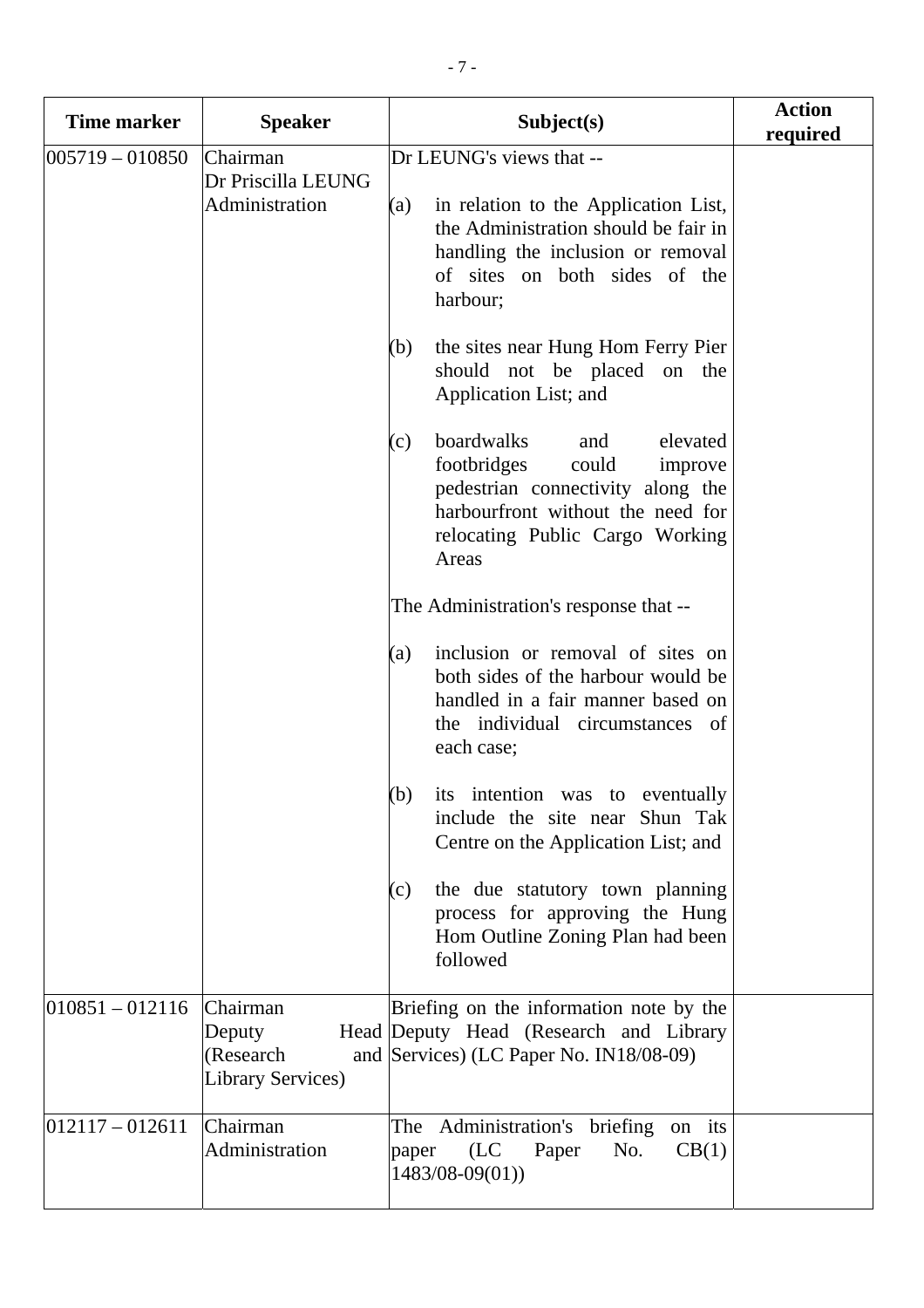| Time marker | Speaker | Subject(s) | Action required |
|---|---|---|---|
| 005719 – 010850 | Chairman<br>Dr Priscilla LEUNG<br>Administration | Dr LEUNG's views that --<br><br>(a) in relation to the Application List, the Administration should be fair in handling the inclusion or removal of sites on both sides of the harbour;<br><br>(b) the sites near Hung Hom Ferry Pier should not be placed on the Application List; and<br><br>(c) boardwalks and elevated footbridges could improve pedestrian connectivity along the harbourfront without the need for relocating Public Cargo Working Areas<br><br>The Administration's response that --<br><br>(a) inclusion or removal of sites on both sides of the harbour would be handled in a fair manner based on the individual circumstances of each case;<br><br>(b) its intention was to eventually include the site near Shun Tak Centre on the Application List; and<br><br>(c) the due statutory town planning process for approving the Hung Hom Outline Zoning Plan had been followed | |
| 010851 – 012116 | Chairman<br>Deputy Head (Research and Library Services) | Briefing on the information note by the Deputy Head (Research and Library Services) (LC Paper No. IN18/08-09) | |
| 012117 – 012611 | Chairman<br>Administration | The Administration's briefing on its paper (LC Paper No. CB(1) 1483/08-09(01)) | |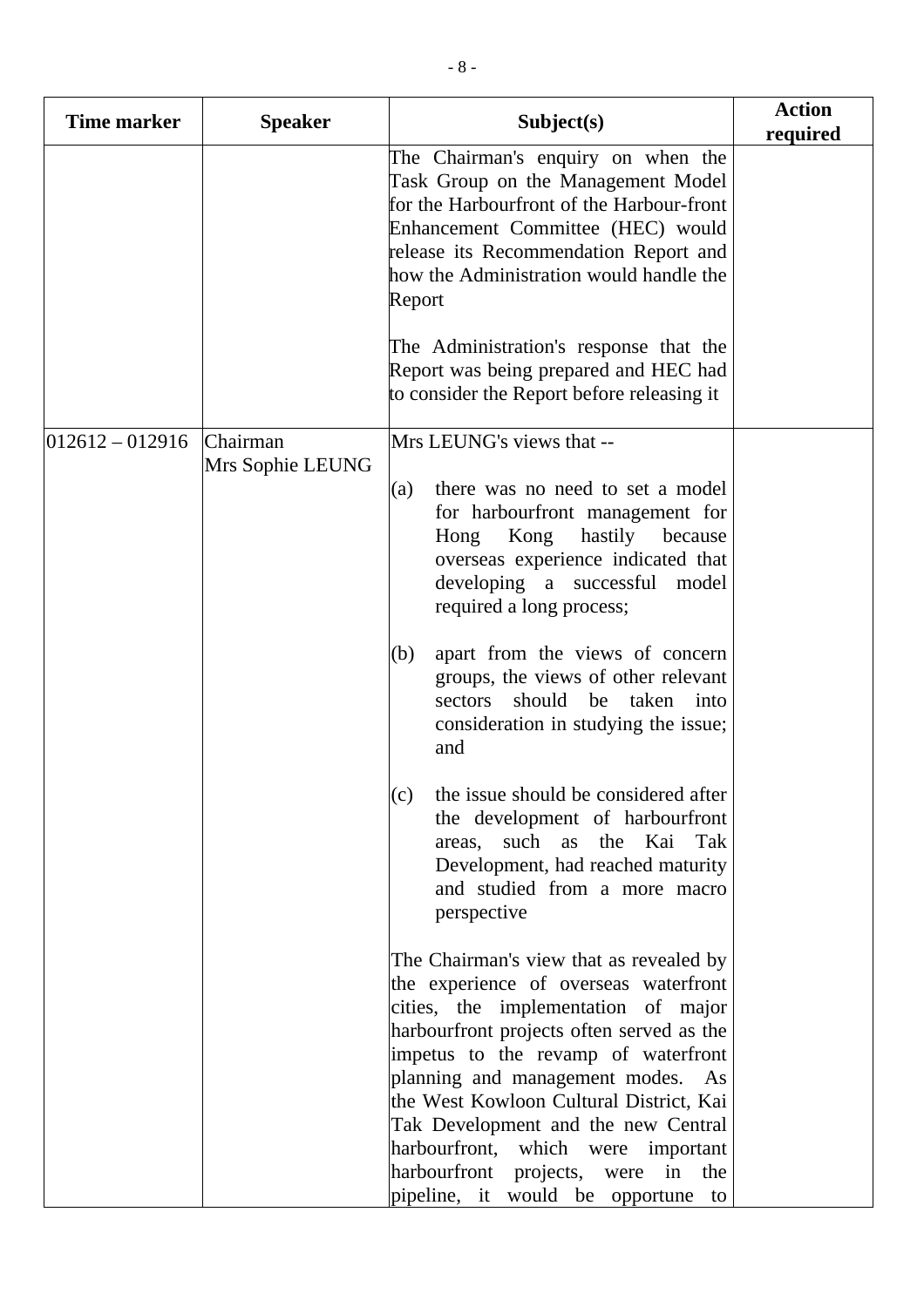| Time marker | Speaker | Subject(s) | Action required |
|---|---|---|---|
| | | The Chairman's enquiry on when the Task Group on the Management Model for the Harbourfront of the Harbour-front Enhancement Committee (HEC) would release its Recommendation Report and how the Administration would handle the Report<br><br>The Administration's response that the Report was being prepared and HEC had to consider the Report before releasing it | |
| 012612 – 012916 | Chairman<br>Mrs Sophie LEUNG | Mrs LEUNG's views that --<br><br>(a) there was no need to set a model for harbourfront management for Hong Kong hastily because overseas experience indicated that developing a successful model required a long process;<br><br>(b) apart from the views of concern groups, the views of other relevant sectors should be taken into consideration in studying the issue; and<br><br>(c) the issue should be considered after the development of harbourfront areas, such as the Kai Tak Development, had reached maturity and studied from a more macro perspective<br><br>The Chairman's view that as revealed by the experience of overseas waterfront cities, the implementation of major harbourfront projects often served as the impetus to the revamp of waterfront planning and management modes. As the West Kowloon Cultural District, Kai Tak Development and the new Central harbourfront, which were important harbourfront projects, were in the pipeline, it would be opportune to | |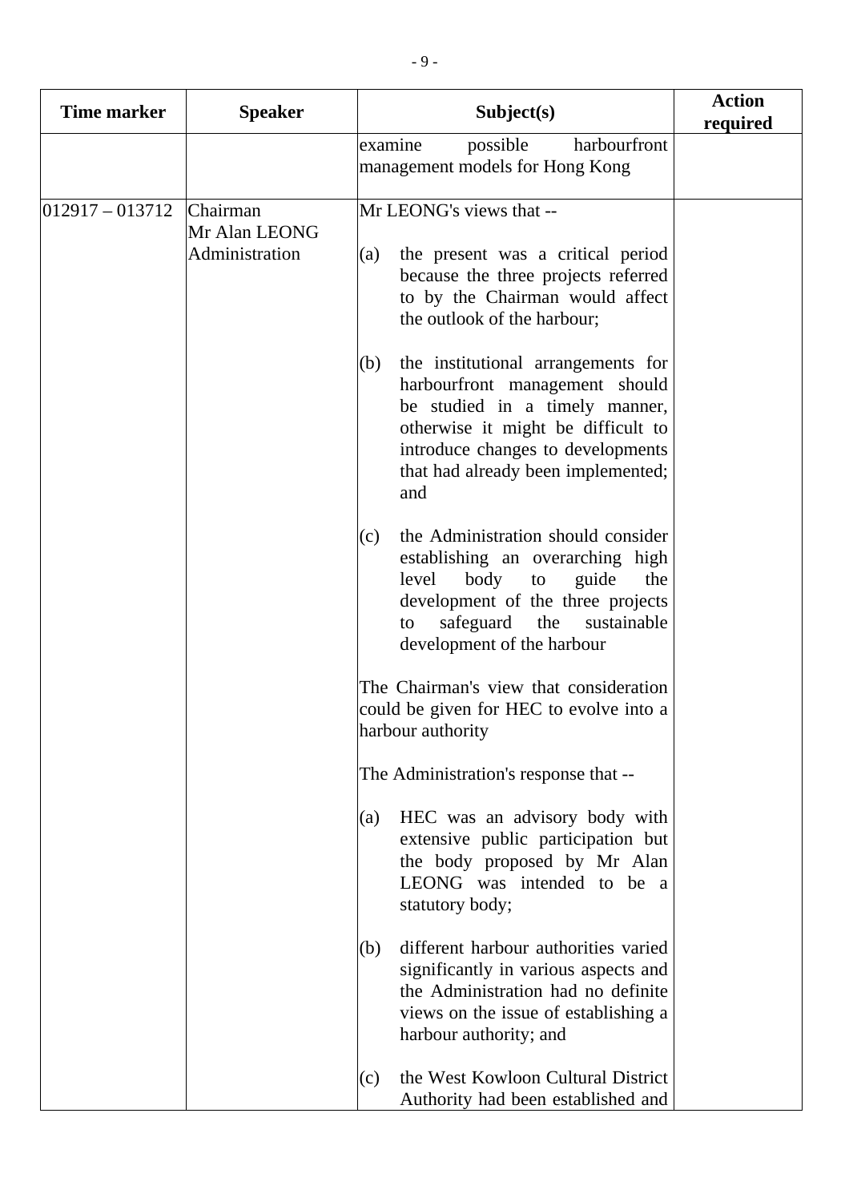| Time marker | Speaker | Subject(s) | Action required |
|---|---|---|---|
| | | examine possible harbourfront management models for Hong Kong | |
| 012917 – 013712 | Chairman<br>Mr Alan LEONG<br>Administration | Mr LEONG's views that --<br><br>(a) the present was a critical period because the three projects referred to by the Chairman would affect the outlook of the harbour;<br><br>(b) the institutional arrangements for harbourfront management should be studied in a timely manner, otherwise it might be difficult to introduce changes to developments that had already been implemented; and<br><br>(c) the Administration should consider establishing an overarching high level body to guide the development of the three projects to safeguard the sustainable development of the harbour<br><br>The Chairman's view that consideration could be given for HEC to evolve into a harbour authority<br><br>The Administration's response that --<br><br>(a) HEC was an advisory body with extensive public participation but the body proposed by Mr Alan LEONG was intended to be a statutory body;<br><br>(b) different harbour authorities varied significantly in various aspects and the Administration had no definite views on the issue of establishing a harbour authority; and<br><br>(c) the West Kowloon Cultural District Authority had been established and | |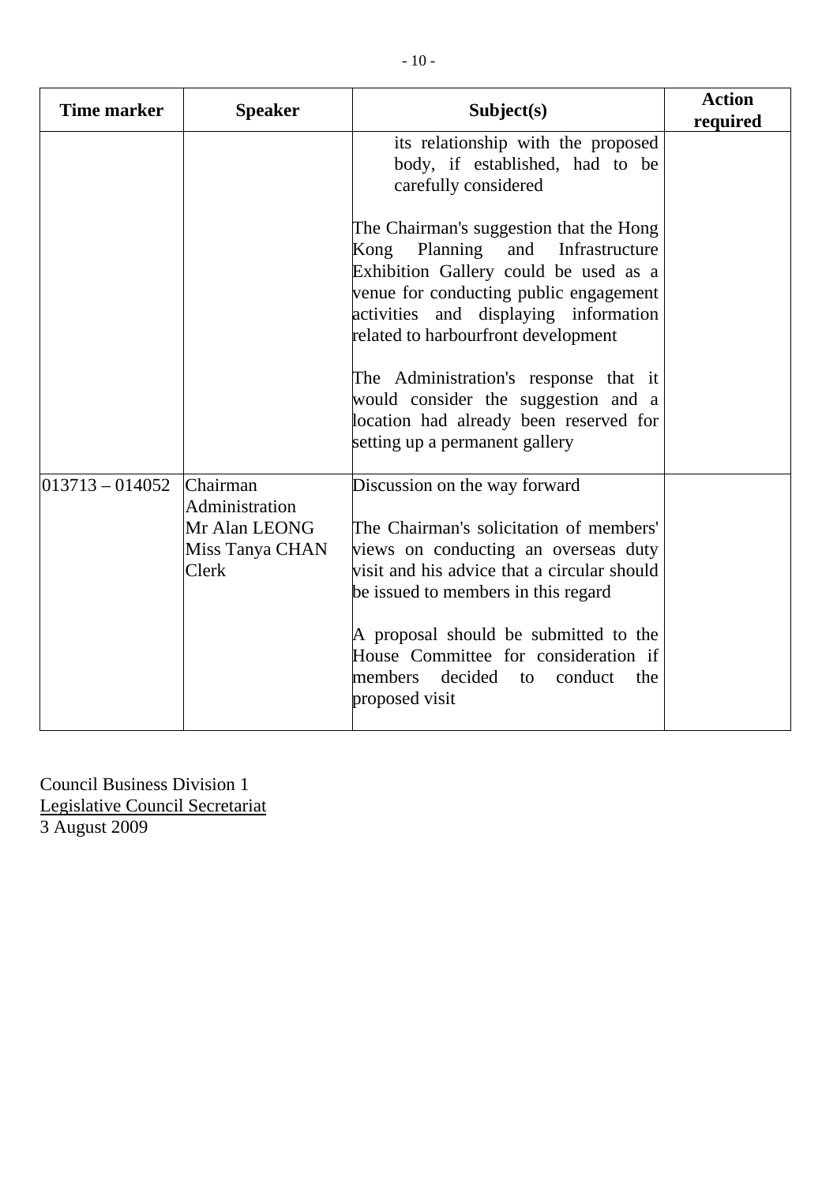| Time marker | Speaker | Subject(s) | Action required |
|---|---|---|---|
| | | its relationship with the proposed body, if established, had to be carefully considered<br><br>The Chairman's suggestion that the Hong Kong Planning and Infrastructure Exhibition Gallery could be used as a venue for conducting public engagement activities and displaying information related to harbourfront development<br><br>The Administration's response that it would consider the suggestion and a location had already been reserved for setting up a permanent gallery | |
| 013713 – 014052 | Chairman<br>Administration<br>Mr Alan LEONG<br>Miss Tanya CHAN<br>Clerk | Discussion on the way forward<br><br>The Chairman's solicitation of members' views on conducting an overseas duty visit and his advice that a circular should be issued to members in this regard<br><br>A proposal should be submitted to the House Committee for consideration if members decided to conduct the proposed visit | |

Council Business Division 1
Legislative Council Secretariat
3 August 2009